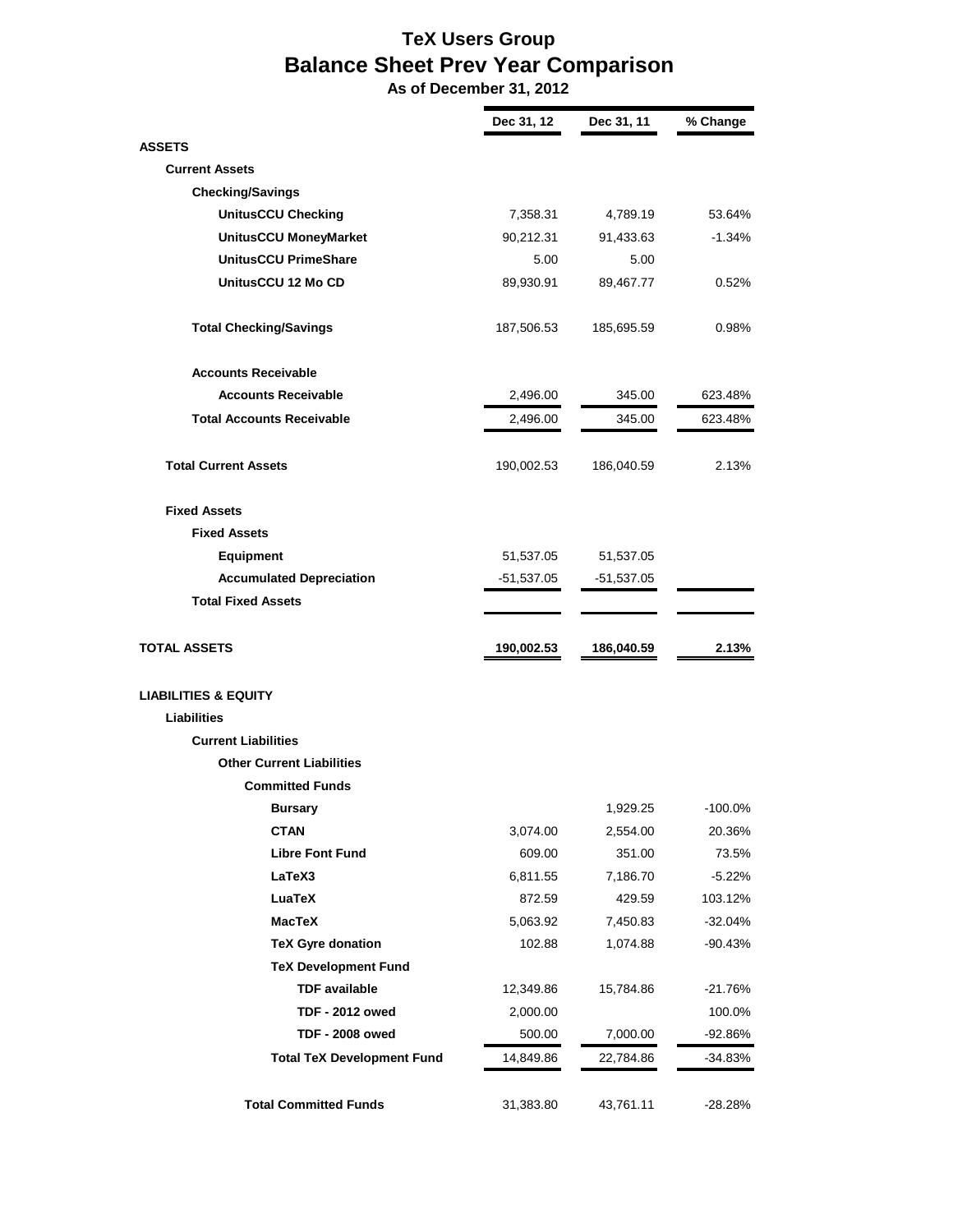# TeX Users Group
## Balance Sheet Prev Year Comparison
### As of December 31, 2012

| | Dec 31, 12 | Dec 31, 11 | % Change |
|---|---|---|---|
| **ASSETS** | | | |
| **Current Assets** | | | |
| **Checking/Savings** | | | |
| **UnitusCCU Checking** | 7,358.31 | 4,789.19 | 53.64% |
| **UnitusCCU MoneyMarket** | 90,212.31 | 91,433.63 | -1.34% |
| **UnitusCCU PrimeShare** | 5.00 | 5.00 | |
| **UnitusCCU 12 Mo CD** | 89,930.91 | 89,467.77 | 0.52% |
| **Total Checking/Savings** | 187,506.53 | 185,695.59 | 0.98% |
| **Accounts Receivable** | | | |
| **Accounts Receivable** | 2,496.00 | 345.00 | 623.48% |
| **Total Accounts Receivable** | 2,496.00 | 345.00 | 623.48% |
| **Total Current Assets** | 190,002.53 | 186,040.59 | 2.13% |
| **Fixed Assets** | | | |
| **Fixed Assets** | | | |
| **Equipment** | 51,537.05 | 51,537.05 | |
| **Accumulated Depreciation** | -51,537.05 | -51,537.05 | |
| **Total Fixed Assets** | | | |
| **TOTAL ASSETS** | **190,002.53** | **186,040.59** | **2.13%** |
| **LIABILITIES & EQUITY** | | | |
| **Liabilities** | | | |
| **Current Liabilities** | | | |
| **Other Current Liabilities** | | | |
| **Committed Funds** | | | |
| **Bursary** | | 1,929.25 | -100.0% |
| **CTAN** | 3,074.00 | 2,554.00 | 20.36% |
| **Libre Font Fund** | 609.00 | 351.00 | 73.5% |
| **LaTeX3** | 6,811.55 | 7,186.70 | -5.22% |
| **LuaTeX** | 872.59 | 429.59 | 103.12% |
| **MacTeX** | 5,063.92 | 7,450.83 | -32.04% |
| **TeX Gyre donation** | 102.88 | 1,074.88 | -90.43% |
| **TeX Development Fund** | | | |
| **TDF available** | 12,349.86 | 15,784.86 | -21.76% |
| **TDF - 2012 owed** | 2,000.00 | | 100.0% |
| **TDF - 2008 owed** | 500.00 | 7,000.00 | -92.86% |
| **Total TeX Development Fund** | 14,849.86 | 22,784.86 | -34.83% |
| **Total Committed Funds** | 31,383.80 | 43,761.11 | -28.28% |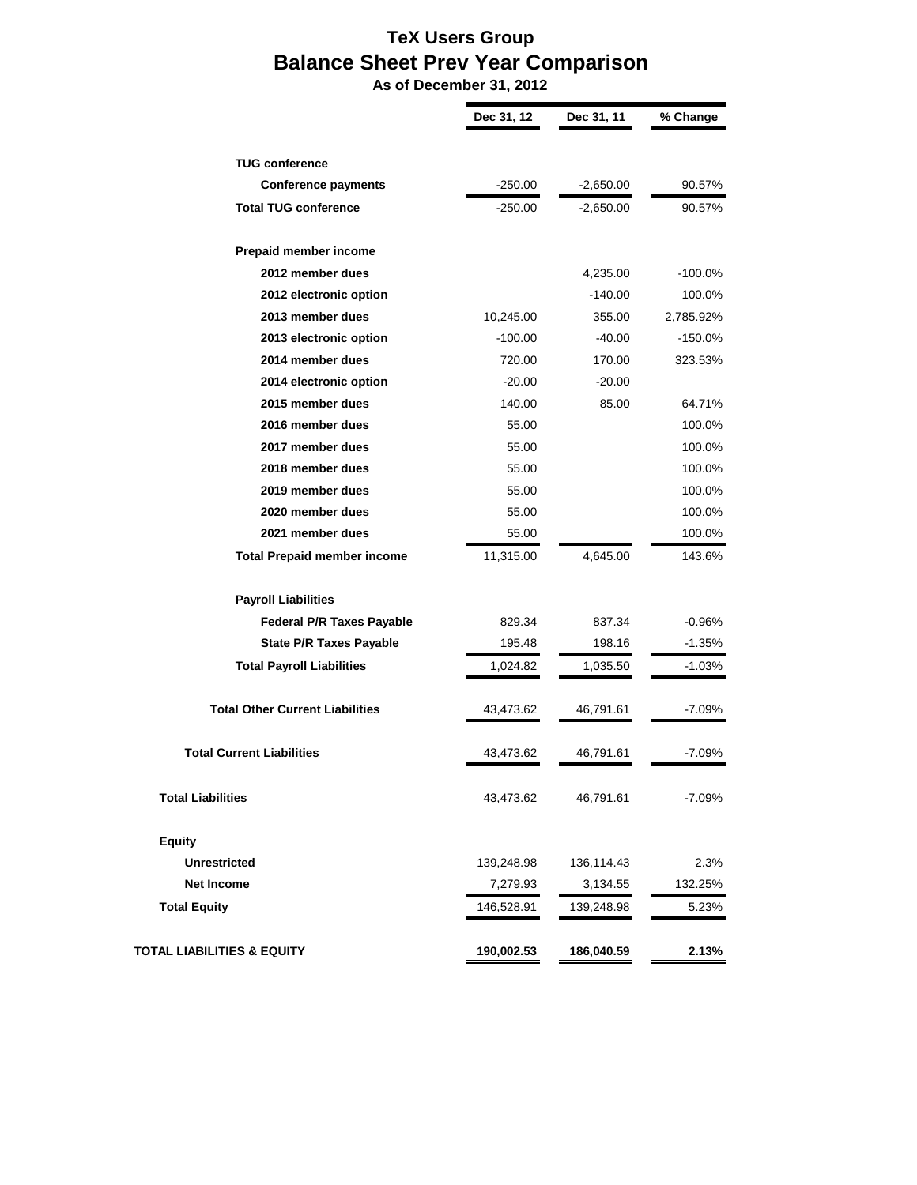# TeX Users Group

## Balance Sheet Prev Year Comparison

### As of December 31, 2012

| | Dec 31, 12 | Dec 31, 11 | % Change |
|---|---|---|---|
| **TUG conference** | | | |
| **Conference payments** | -250.00 | -2,650.00 | 90.57% |
| **Total TUG conference** | -250.00 | -2,650.00 | 90.57% |
| **Prepaid member income** | | | |
| **2012 member dues** | | 4,235.00 | -100.0% |
| **2012 electronic option** | | -140.00 | 100.0% |
| **2013 member dues** | 10,245.00 | 355.00 | 2,785.92% |
| **2013 electronic option** | -100.00 | -40.00 | -150.0% |
| **2014 member dues** | 720.00 | 170.00 | 323.53% |
| **2014 electronic option** | -20.00 | -20.00 | |
| **2015 member dues** | 140.00 | 85.00 | 64.71% |
| **2016 member dues** | 55.00 | | 100.0% |
| **2017 member dues** | 55.00 | | 100.0% |
| **2018 member dues** | 55.00 | | 100.0% |
| **2019 member dues** | 55.00 | | 100.0% |
| **2020 member dues** | 55.00 | | 100.0% |
| **2021 member dues** | 55.00 | | 100.0% |
| **Total Prepaid member income** | 11,315.00 | 4,645.00 | 143.6% |
| **Payroll Liabilities** | | | |
| **Federal P/R Taxes Payable** | 829.34 | 837.34 | -0.96% |
| **State P/R Taxes Payable** | 195.48 | 198.16 | -1.35% |
| **Total Payroll Liabilities** | 1,024.82 | 1,035.50 | -1.03% |
| **Total Other Current Liabilities** | 43,473.62 | 46,791.61 | -7.09% |
| **Total Current Liabilities** | 43,473.62 | 46,791.61 | -7.09% |
| **Total Liabilities** | 43,473.62 | 46,791.61 | -7.09% |
| **Equity** | | | |
| **Unrestricted** | 139,248.98 | 136,114.43 | 2.3% |
| **Net Income** | 7,279.93 | 3,134.55 | 132.25% |
| **Total Equity** | 146,528.91 | 139,248.98 | 5.23% |
| **TOTAL LIABILITIES & EQUITY** | **190,002.53** | **186,040.59** | **2.13%** |